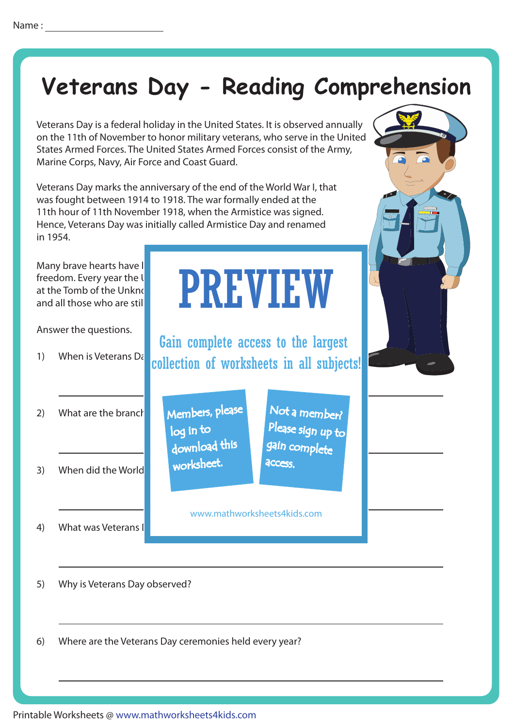Name : ____________________

# Veterans Day - Reading Comprehension

Veterans Day is a federal holiday in the United States. It is observed annually on the 11th of November to honor military veterans, who serve in the United States Armed Forces. The United States Armed Forces consist of the Army, Marine Corps, Navy, Air Force and Coast Guard.

Veterans Day marks the anniversary of the end of the World War I, that was fought between 1914 to 1918. The war formally ended at the 11th hour of 11th November 1918, when the Armistice was signed. Hence, Veterans Day was initially called Armistice Day and renamed in 1954.

Many brave hearts have l
freedom. Every year the U
at the Tomb of the Unkno
and all those who are stil

PREVIEW

Gain complete access to the largest collection of worksheets in all subjects!

Members, please log in to download this worksheet.

Not a member? Please sign up to gain complete access.

www.mathworksheets4kids.com

Answer the questions.

1) When is Veterans Da

____________________

2) What are the branch

____________________

3) When did the World

____________________

4) What was Veterans I

____________________

5) Why is Veterans Day observed?

____________________

6) Where are the Veterans Day ceremonies held every year?

____________________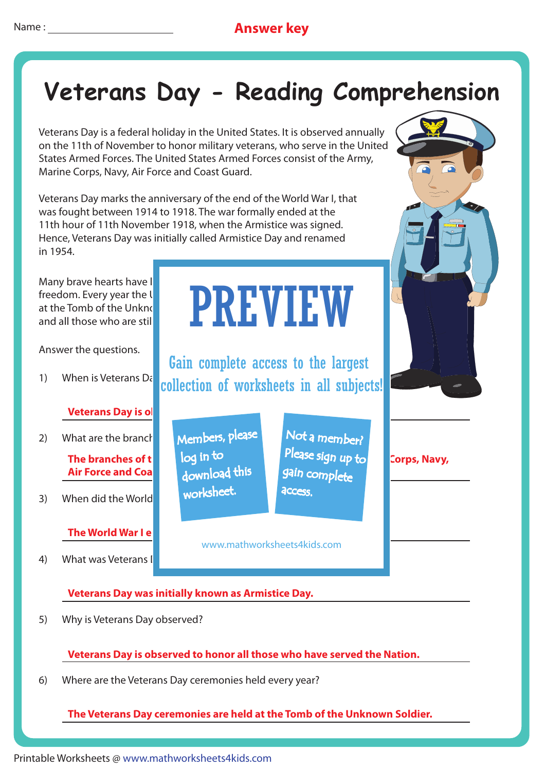Name : ____________________

**Answer key**

# Veterans Day - Reading Comprehension

Veterans Day is a federal holiday in the United States. It is observed annually on the 11th of November to honor military veterans, who serve in the United States Armed Forces. The United States Armed Forces consist of the Army, Marine Corps, Navy, Air Force and Coast Guard.

Veterans Day marks the anniversary of the end of the World War I, that was fought between 1914 to 1918. The war formally ended at the 11th hour of 11th November 1918, when the Armistice was signed. Hence, Veterans Day was initially called Armistice Day and renamed in 1954.

Many brave hearts have l
freedom. Every year the U
at the Tomb of the Unkno
and all those who are stil

PREVIEW

Gain complete access to the largest collection of worksheets in all subjects!

Members, please log in to download this worksheet.

Not a member? Please sign up to gain complete access.

www.mathworksheets4kids.com

Answer the questions.

1) When is Veterans Da

**Veterans Day is ol**

2) What are the branch

**The branches of t ... Corps, Navy, Air Force and Coa**

3) When did the World

**The World War I e**

4) What was Veterans I

**Veterans Day was initially known as Armistice Day.**

5) Why is Veterans Day observed?

**Veterans Day is observed to honor all those who have served the Nation.**

6) Where are the Veterans Day ceremonies held every year?

**The Veterans Day ceremonies are held at the Tomb of the Unknown Soldier.**

Printable Worksheets @ www.mathworksheets4kids.com